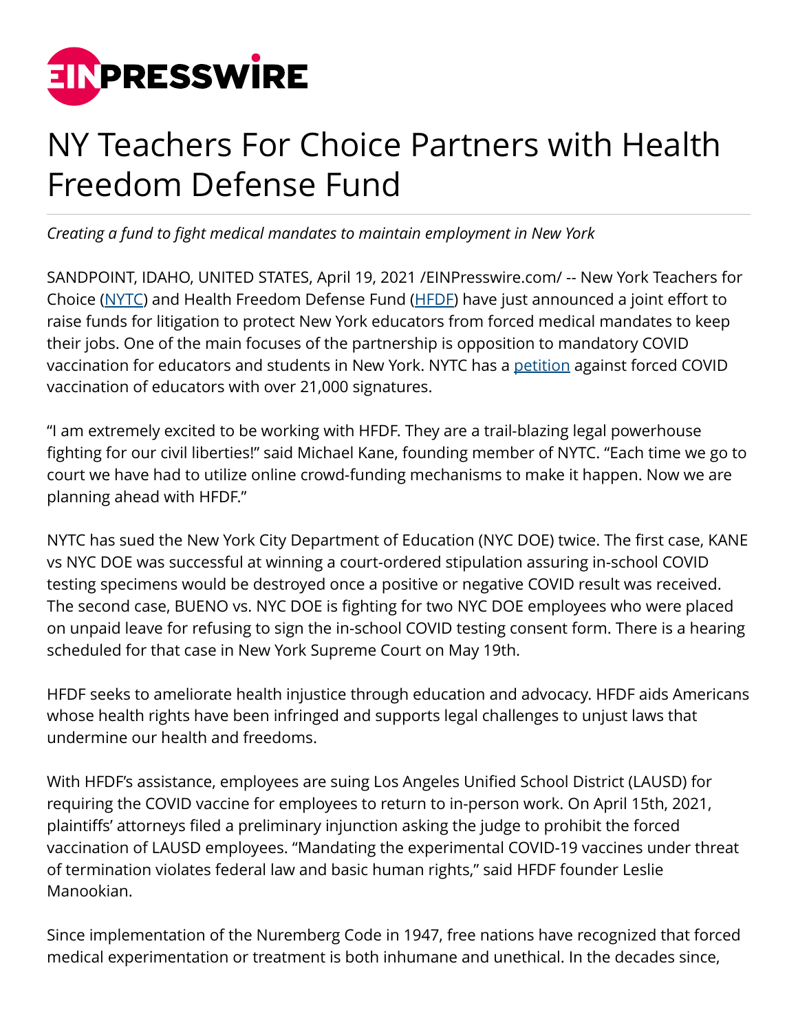# NY Teachers For Choice Partners with Health Freedom Defense Fund

*Creating a fund to fight medical mandates to maintain employment in New York*

SANDPOINT, IDAHO, UNITED STATES, April 19, 2021 /EINPresswire.com/ -- New York Teachers for Choice (NYTC) and Health Freedom Defense Fund (HFDF) have just announced a joint effort to raise funds for litigation to protect New York educators from forced medical mandates to keep their jobs. One of the main focuses of the partnership is opposition to mandatory COVID vaccination for educators and students in New York. NYTC has a petition against forced COVID vaccination of educators with over 21,000 signatures.

"I am extremely excited to be working with HFDF. They are a trail-blazing legal powerhouse fighting for our civil liberties!" said Michael Kane, founding member of NYTC. "Each time we go to court we have had to utilize online crowd-funding mechanisms to make it happen. Now we are planning ahead with HFDF."

NYTC has sued the New York City Department of Education (NYC DOE) twice. The first case, KANE vs NYC DOE was successful at winning a court-ordered stipulation assuring in-school COVID testing specimens would be destroyed once a positive or negative COVID result was received. The second case, BUENO vs. NYC DOE is fighting for two NYC DOE employees who were placed on unpaid leave for refusing to sign the in-school COVID testing consent form. There is a hearing scheduled for that case in New York Supreme Court on May 19th.

HFDF seeks to ameliorate health injustice through education and advocacy. HFDF aids Americans whose health rights have been infringed and supports legal challenges to unjust laws that undermine our health and freedoms.

With HFDF's assistance, employees are suing Los Angeles Unified School District (LAUSD) for requiring the COVID vaccine for employees to return to in-person work. On April 15th, 2021, plaintiffs' attorneys filed a preliminary injunction asking the judge to prohibit the forced vaccination of LAUSD employees. "Mandating the experimental COVID-19 vaccines under threat of termination violates federal law and basic human rights," said HFDF founder Leslie Manookian.

Since implementation of the Nuremberg Code in 1947, free nations have recognized that forced medical experimentation or treatment is both inhumane and unethical. In the decades since,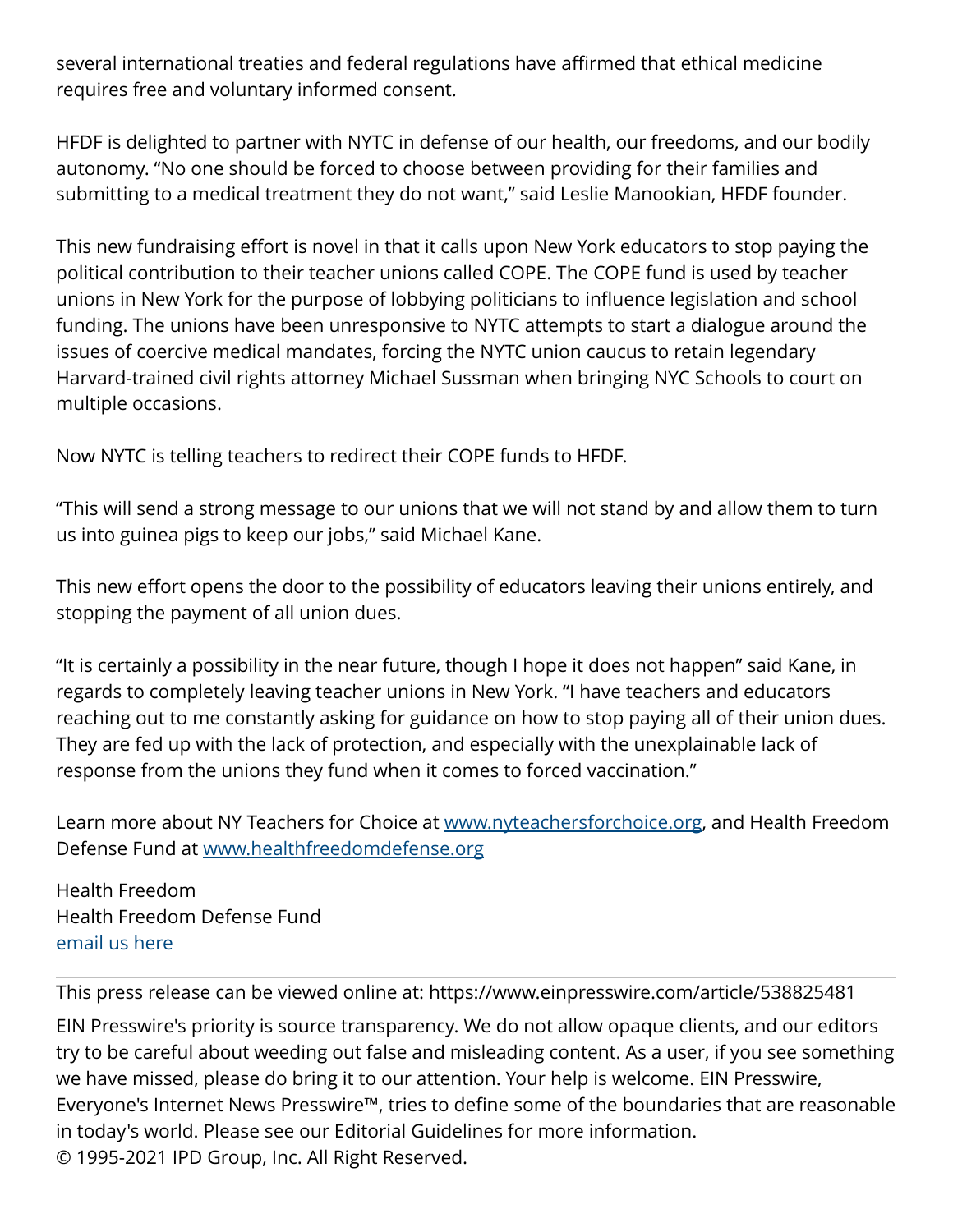several international treaties and federal regulations have affirmed that ethical medicine requires free and voluntary informed consent.

HFDF is delighted to partner with NYTC in defense of our health, our freedoms, and our bodily autonomy. "No one should be forced to choose between providing for their families and submitting to a medical treatment they do not want," said Leslie Manookian, HFDF founder.

This new fundraising effort is novel in that it calls upon New York educators to stop paying the political contribution to their teacher unions called COPE. The COPE fund is used by teacher unions in New York for the purpose of lobbying politicians to influence legislation and school funding. The unions have been unresponsive to NYTC attempts to start a dialogue around the issues of coercive medical mandates, forcing the NYTC union caucus to retain legendary Harvard-trained civil rights attorney Michael Sussman when bringing NYC Schools to court on multiple occasions.

Now NYTC is telling teachers to redirect their COPE funds to HFDF.

"This will send a strong message to our unions that we will not stand by and allow them to turn us into guinea pigs to keep our jobs," said Michael Kane.

This new effort opens the door to the possibility of educators leaving their unions entirely, and stopping the payment of all union dues.

"It is certainly a possibility in the near future, though I hope it does not happen" said Kane, in regards to completely leaving teacher unions in New York. "I have teachers and educators reaching out to me constantly asking for guidance on how to stop paying all of their union dues. They are fed up with the lack of protection, and especially with the unexplainable lack of response from the unions they fund when it comes to forced vaccination."

Learn more about NY Teachers for Choice at [www.nyteachersforchoice.org](www.nyteachersforchoice.org), and Health Freedom Defense Fund at [www.healthfreedomdefense.org](www.healthfreedomdefense.org)

Health Freedom
Health Freedom Defense Fund
email us here

---

This press release can be viewed online at: https://www.einpresswire.com/article/538825481

EIN Presswire's priority is source transparency. We do not allow opaque clients, and our editors try to be careful about weeding out false and misleading content. As a user, if you see something we have missed, please do bring it to our attention. Your help is welcome. EIN Presswire, Everyone's Internet News Presswire™, tries to define some of the boundaries that are reasonable in today's world. Please see our Editorial Guidelines for more information.
© 1995-2021 IPD Group, Inc. All Right Reserved.